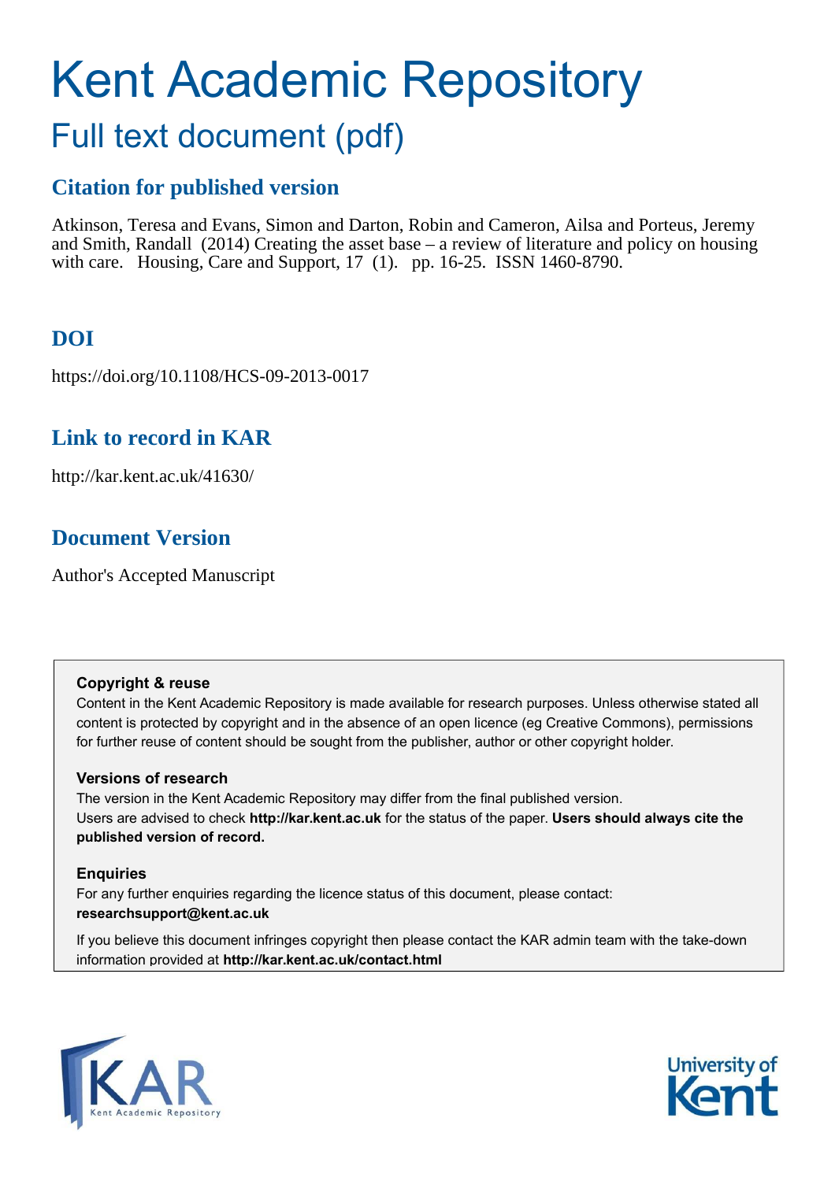# Kent Academic Repository

## Full text document (pdf)

### Citation for published version

Atkinson, Teresa and Evans, Simon and Darton, Robin and Cameron, Ailsa and Porteus, Jeremy and Smith, Randall (2014) Creating the asset base – a review of literature and policy on housing with care. Housing, Care and Support, 17 (1). pp. 16-25. ISSN 1460-8790.

### DOI

https://doi.org/10.1108/HCS-09-2013-0017

### Link to record in KAR

http://kar.kent.ac.uk/41630/

### Document Version

Author's Accepted Manuscript

**Copyright & reuse**

Content in the Kent Academic Repository is made available for research purposes. Unless otherwise stated all content is protected by copyright and in the absence of an open licence (eg Creative Commons), permissions for further reuse of content should be sought from the publisher, author or other copyright holder.

**Versions of research**

The version in the Kent Academic Repository may differ from the final published version. Users are advised to check **http://kar.kent.ac.uk** for the status of the paper. **Users should always cite the published version of record.**

**Enquiries**

For any further enquiries regarding the licence status of this document, please contact: **researchsupport@kent.ac.uk**

If you believe this document infringes copyright then please contact the KAR admin team with the take-down information provided at **http://kar.kent.ac.uk/contact.html**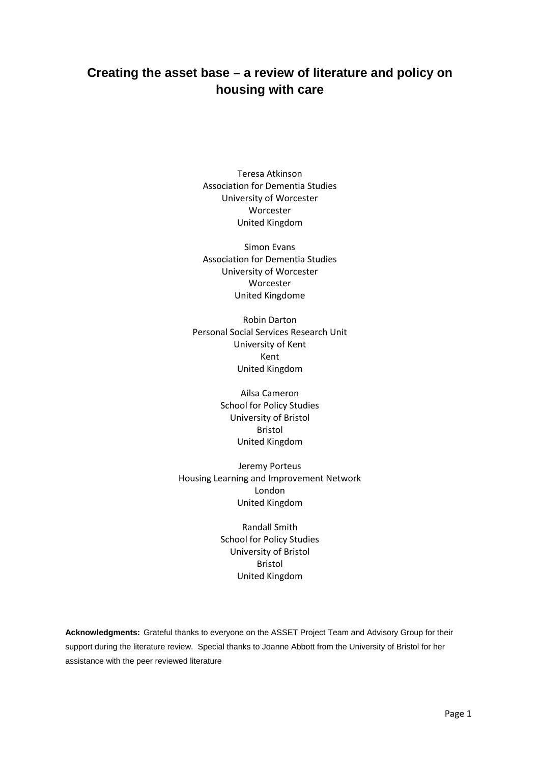# Creating the asset base – a review of literature and policy on housing with care

Teresa Atkinson
Association for Dementia Studies
University of Worcester
Worcester
United Kingdom

Simon Evans
Association for Dementia Studies
University of Worcester
Worcester
United Kingdome

Robin Darton
Personal Social Services Research Unit
University of Kent
Kent
United Kingdom

Ailsa Cameron
School for Policy Studies
University of Bristol
Bristol
United Kingdom

Jeremy Porteus
Housing Learning and Improvement Network
London
United Kingdom

Randall Smith
School for Policy Studies
University of Bristol
Bristol
United Kingdom

**Acknowledgments:** Grateful thanks to everyone on the ASSET Project Team and Advisory Group for their support during the literature review. Special thanks to Joanne Abbott from the University of Bristol for her assistance with the peer reviewed literature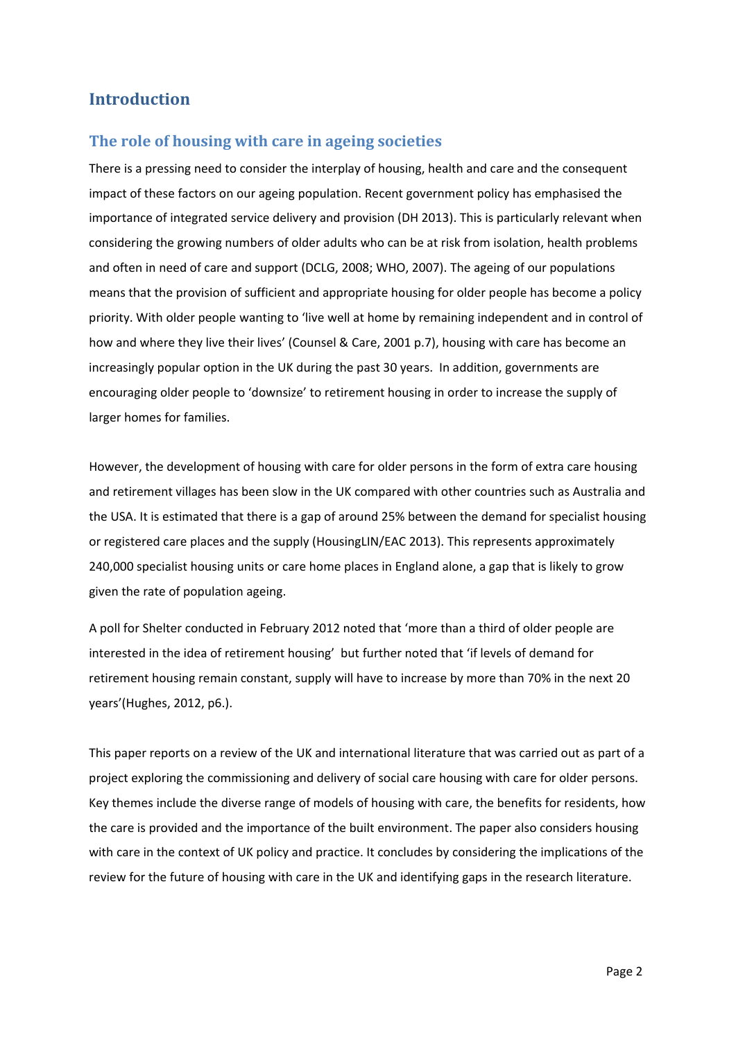# Introduction

## The role of housing with care in ageing societies

There is a pressing need to consider the interplay of housing, health and care and the consequent impact of these factors on our ageing population. Recent government policy has emphasised the importance of integrated service delivery and provision (DH 2013). This is particularly relevant when considering the growing numbers of older adults who can be at risk from isolation, health problems and often in need of care and support (DCLG, 2008; WHO, 2007). The ageing of our populations means that the provision of sufficient and appropriate housing for older people has become a policy priority. With older people wanting to 'live well at home by remaining independent and in control of how and where they live their lives' (Counsel & Care, 2001 p.7), housing with care has become an increasingly popular option in the UK during the past 30 years. In addition, governments are encouraging older people to 'downsize' to retirement housing in order to increase the supply of larger homes for families.

However, the development of housing with care for older persons in the form of extra care housing and retirement villages has been slow in the UK compared with other countries such as Australia and the USA. It is estimated that there is a gap of around 25% between the demand for specialist housing or registered care places and the supply (HousingLIN/EAC 2013). This represents approximately 240,000 specialist housing units or care home places in England alone, a gap that is likely to grow given the rate of population ageing.

A poll for Shelter conducted in February 2012 noted that 'more than a third of older people are interested in the idea of retirement housing' but further noted that 'if levels of demand for retirement housing remain constant, supply will have to increase by more than 70% in the next 20 years'(Hughes, 2012, p6.).

This paper reports on a review of the UK and international literature that was carried out as part of a project exploring the commissioning and delivery of social care housing with care for older persons. Key themes include the diverse range of models of housing with care, the benefits for residents, how the care is provided and the importance of the built environment. The paper also considers housing with care in the context of UK policy and practice. It concludes by considering the implications of the review for the future of housing with care in the UK and identifying gaps in the research literature.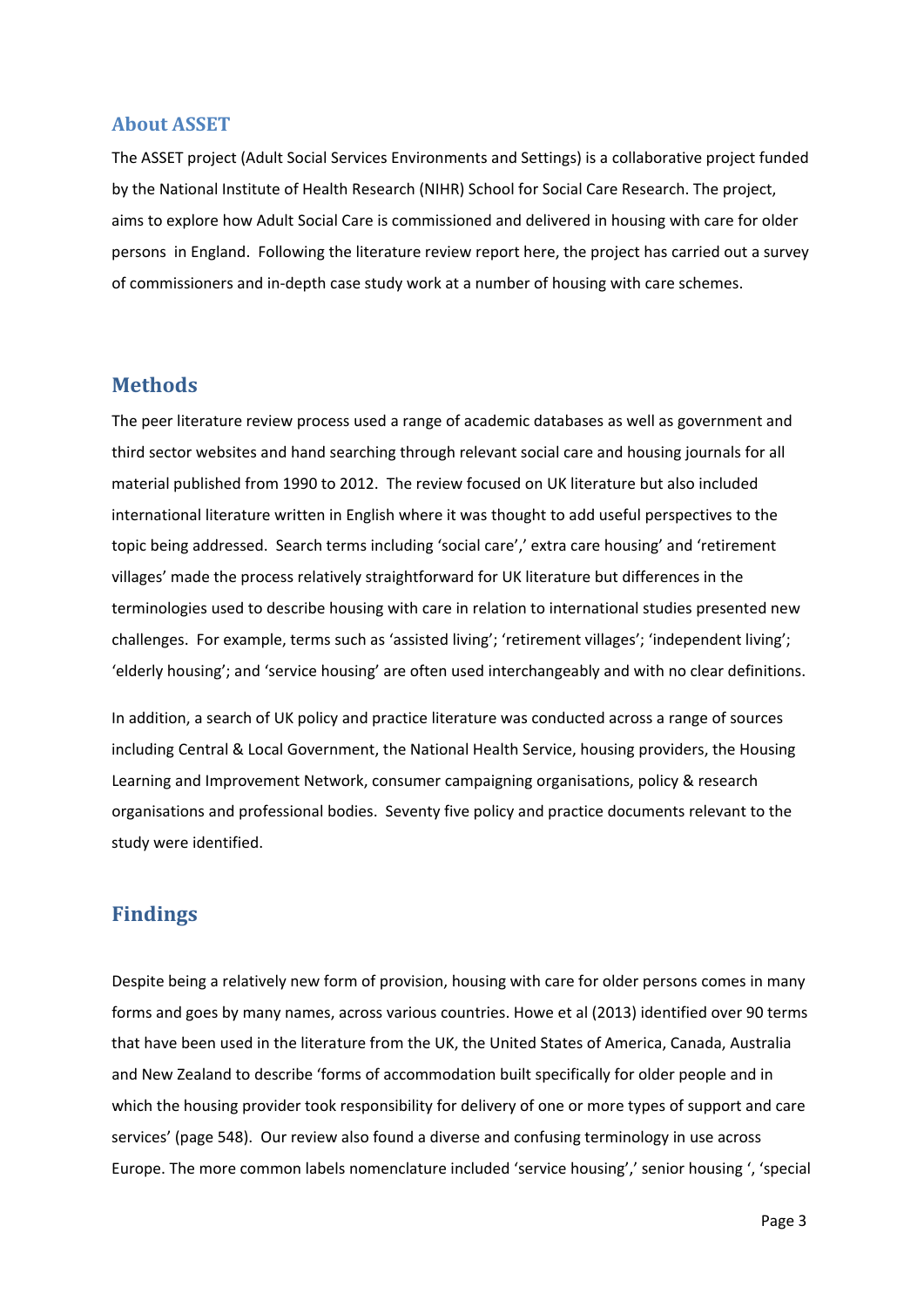## About ASSET

The ASSET project (Adult Social Services Environments and Settings) is a collaborative project funded by the National Institute of Health Research (NIHR) School for Social Care Research. The project, aims to explore how Adult Social Care is commissioned and delivered in housing with care for older persons in England. Following the literature review report here, the project has carried out a survey of commissioners and in-depth case study work at a number of housing with care schemes.

## Methods

The peer literature review process used a range of academic databases as well as government and third sector websites and hand searching through relevant social care and housing journals for all material published from 1990 to 2012. The review focused on UK literature but also included international literature written in English where it was thought to add useful perspectives to the topic being addressed. Search terms including 'social care',' extra care housing' and 'retirement villages' made the process relatively straightforward for UK literature but differences in the terminologies used to describe housing with care in relation to international studies presented new challenges. For example, terms such as 'assisted living'; 'retirement villages'; 'independent living'; 'elderly housing'; and 'service housing' are often used interchangeably and with no clear definitions.

In addition, a search of UK policy and practice literature was conducted across a range of sources including Central & Local Government, the National Health Service, housing providers, the Housing Learning and Improvement Network, consumer campaigning organisations, policy & research organisations and professional bodies. Seventy five policy and practice documents relevant to the study were identified.

## Findings

Despite being a relatively new form of provision, housing with care for older persons comes in many forms and goes by many names, across various countries. Howe et al (2013) identified over 90 terms that have been used in the literature from the UK, the United States of America, Canada, Australia and New Zealand to describe 'forms of accommodation built specifically for older people and in which the housing provider took responsibility for delivery of one or more types of support and care services' (page 548). Our review also found a diverse and confusing terminology in use across Europe. The more common labels nomenclature included 'service housing',' senior housing ', 'special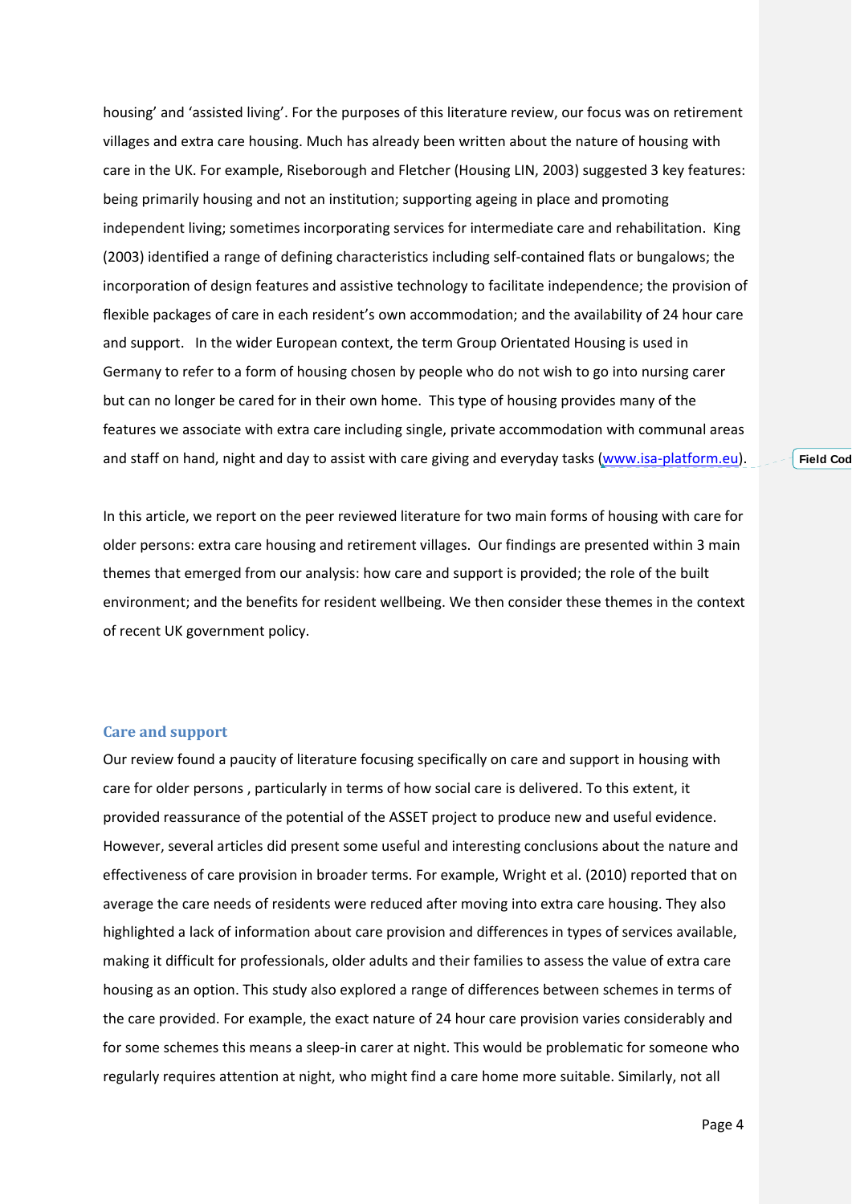housing' and 'assisted living'. For the purposes of this literature review, our focus was on retirement villages and extra care housing. Much has already been written about the nature of housing with care in the UK. For example, Riseborough and Fletcher (Housing LIN, 2003) suggested 3 key features: being primarily housing and not an institution; supporting ageing in place and promoting independent living; sometimes incorporating services for intermediate care and rehabilitation. King (2003) identified a range of defining characteristics including self-contained flats or bungalows; the incorporation of design features and assistive technology to facilitate independence; the provision of flexible packages of care in each resident's own accommodation; and the availability of 24 hour care and support. In the wider European context, the term Group Orientated Housing is used in Germany to refer to a form of housing chosen by people who do not wish to go into nursing carer but can no longer be cared for in their own home. This type of housing provides many of the features we associate with extra care including single, private accommodation with communal areas and staff on hand, night and day to assist with care giving and everyday tasks (www.isa-platform.eu).

In this article, we report on the peer reviewed literature for two main forms of housing with care for older persons: extra care housing and retirement villages. Our findings are presented within 3 main themes that emerged from our analysis: how care and support is provided; the role of the built environment; and the benefits for resident wellbeing. We then consider these themes in the context of recent UK government policy.

## Care and support

Our review found a paucity of literature focusing specifically on care and support in housing with care for older persons , particularly in terms of how social care is delivered. To this extent, it provided reassurance of the potential of the ASSET project to produce new and useful evidence. However, several articles did present some useful and interesting conclusions about the nature and effectiveness of care provision in broader terms. For example, Wright et al. (2010) reported that on average the care needs of residents were reduced after moving into extra care housing. They also highlighted a lack of information about care provision and differences in types of services available, making it difficult for professionals, older adults and their families to assess the value of extra care housing as an option. This study also explored a range of differences between schemes in terms of the care provided. For example, the exact nature of 24 hour care provision varies considerably and for some schemes this means a sleep-in carer at night. This would be problematic for someone who regularly requires attention at night, who might find a care home more suitable. Similarly, not all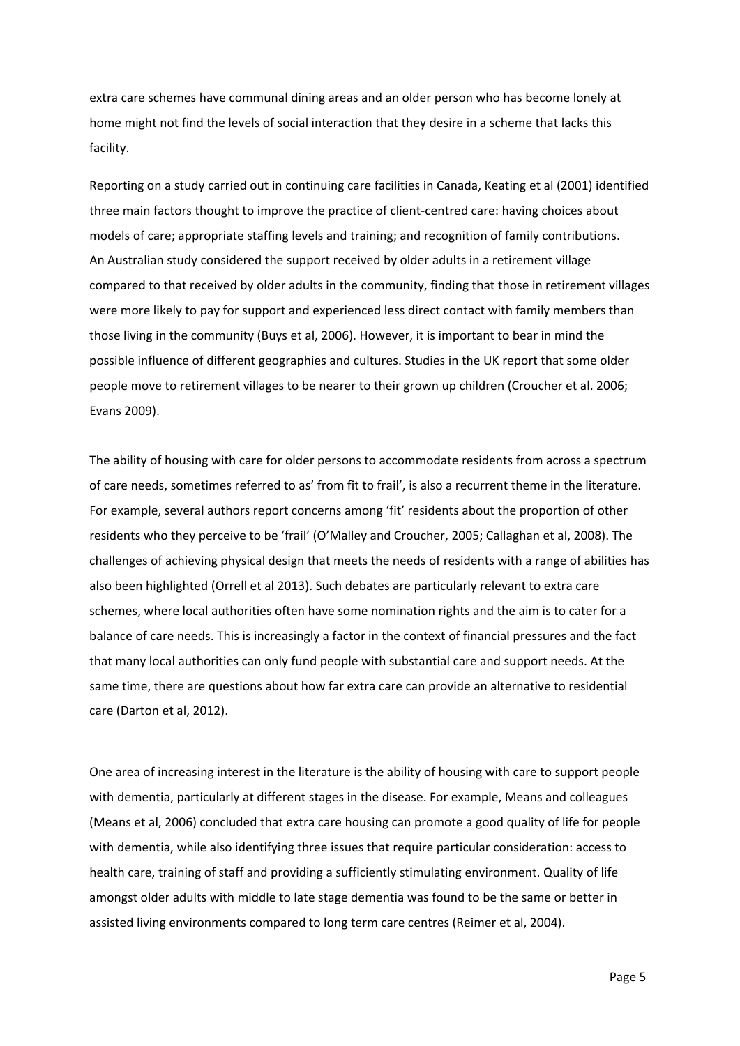extra care schemes have communal dining areas and an older person who has become lonely at home might not find the levels of social interaction that they desire in a scheme that lacks this facility.

Reporting on a study carried out in continuing care facilities in Canada, Keating et al (2001) identified three main factors thought to improve the practice of client-centred care: having choices about models of care; appropriate staffing levels and training; and recognition of family contributions. An Australian study considered the support received by older adults in a retirement village compared to that received by older adults in the community, finding that those in retirement villages were more likely to pay for support and experienced less direct contact with family members than those living in the community (Buys et al, 2006). However, it is important to bear in mind the possible influence of different geographies and cultures. Studies in the UK report that some older people move to retirement villages to be nearer to their grown up children (Croucher et al. 2006; Evans 2009).

The ability of housing with care for older persons to accommodate residents from across a spectrum of care needs, sometimes referred to as' from fit to frail', is also a recurrent theme in the literature. For example, several authors report concerns among 'fit' residents about the proportion of other residents who they perceive to be 'frail' (O'Malley and Croucher, 2005; Callaghan et al, 2008). The challenges of achieving physical design that meets the needs of residents with a range of abilities has also been highlighted (Orrell et al 2013). Such debates are particularly relevant to extra care schemes, where local authorities often have some nomination rights and the aim is to cater for a balance of care needs. This is increasingly a factor in the context of financial pressures and the fact that many local authorities can only fund people with substantial care and support needs. At the same time, there are questions about how far extra care can provide an alternative to residential care (Darton et al, 2012).

One area of increasing interest in the literature is the ability of housing with care to support people with dementia, particularly at different stages in the disease. For example, Means and colleagues (Means et al, 2006) concluded that extra care housing can promote a good quality of life for people with dementia, while also identifying three issues that require particular consideration: access to health care, training of staff and providing a sufficiently stimulating environment. Quality of life amongst older adults with middle to late stage dementia was found to be the same or better in assisted living environments compared to long term care centres (Reimer et al, 2004).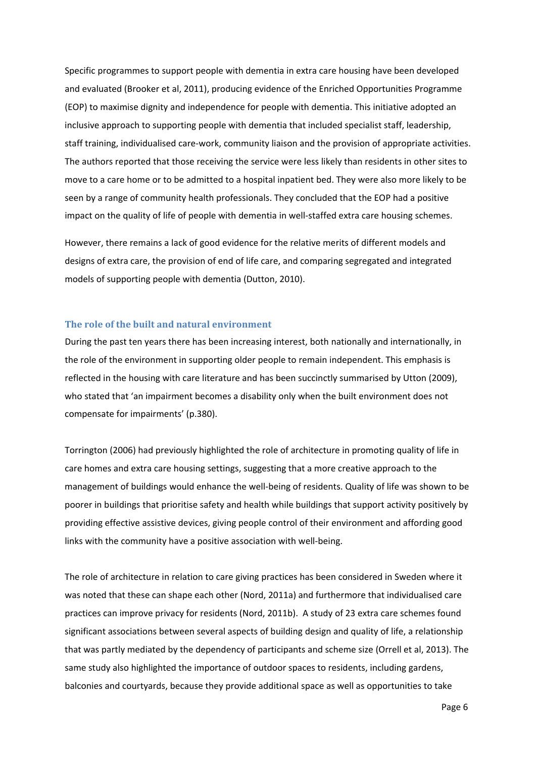Specific programmes to support people with dementia in extra care housing have been developed and evaluated (Brooker et al, 2011), producing evidence of the Enriched Opportunities Programme (EOP) to maximise dignity and independence for people with dementia. This initiative adopted an inclusive approach to supporting people with dementia that included specialist staff, leadership, staff training, individualised care-work, community liaison and the provision of appropriate activities. The authors reported that those receiving the service were less likely than residents in other sites to move to a care home or to be admitted to a hospital inpatient bed. They were also more likely to be seen by a range of community health professionals. They concluded that the EOP had a positive impact on the quality of life of people with dementia in well-staffed extra care housing schemes.

However, there remains a lack of good evidence for the relative merits of different models and designs of extra care, the provision of end of life care, and comparing segregated and integrated models of supporting people with dementia (Dutton, 2010).

## The role of the built and natural environment

During the past ten years there has been increasing interest, both nationally and internationally, in the role of the environment in supporting older people to remain independent. This emphasis is reflected in the housing with care literature and has been succinctly summarised by Utton (2009), who stated that 'an impairment becomes a disability only when the built environment does not compensate for impairments' (p.380).

Torrington (2006) had previously highlighted the role of architecture in promoting quality of life in care homes and extra care housing settings, suggesting that a more creative approach to the management of buildings would enhance the well-being of residents. Quality of life was shown to be poorer in buildings that prioritise safety and health while buildings that support activity positively by providing effective assistive devices, giving people control of their environment and affording good links with the community have a positive association with well-being.

The role of architecture in relation to care giving practices has been considered in Sweden where it was noted that these can shape each other (Nord, 2011a) and furthermore that individualised care practices can improve privacy for residents (Nord, 2011b). A study of 23 extra care schemes found significant associations between several aspects of building design and quality of life, a relationship that was partly mediated by the dependency of participants and scheme size (Orrell et al, 2013). The same study also highlighted the importance of outdoor spaces to residents, including gardens, balconies and courtyards, because they provide additional space as well as opportunities to take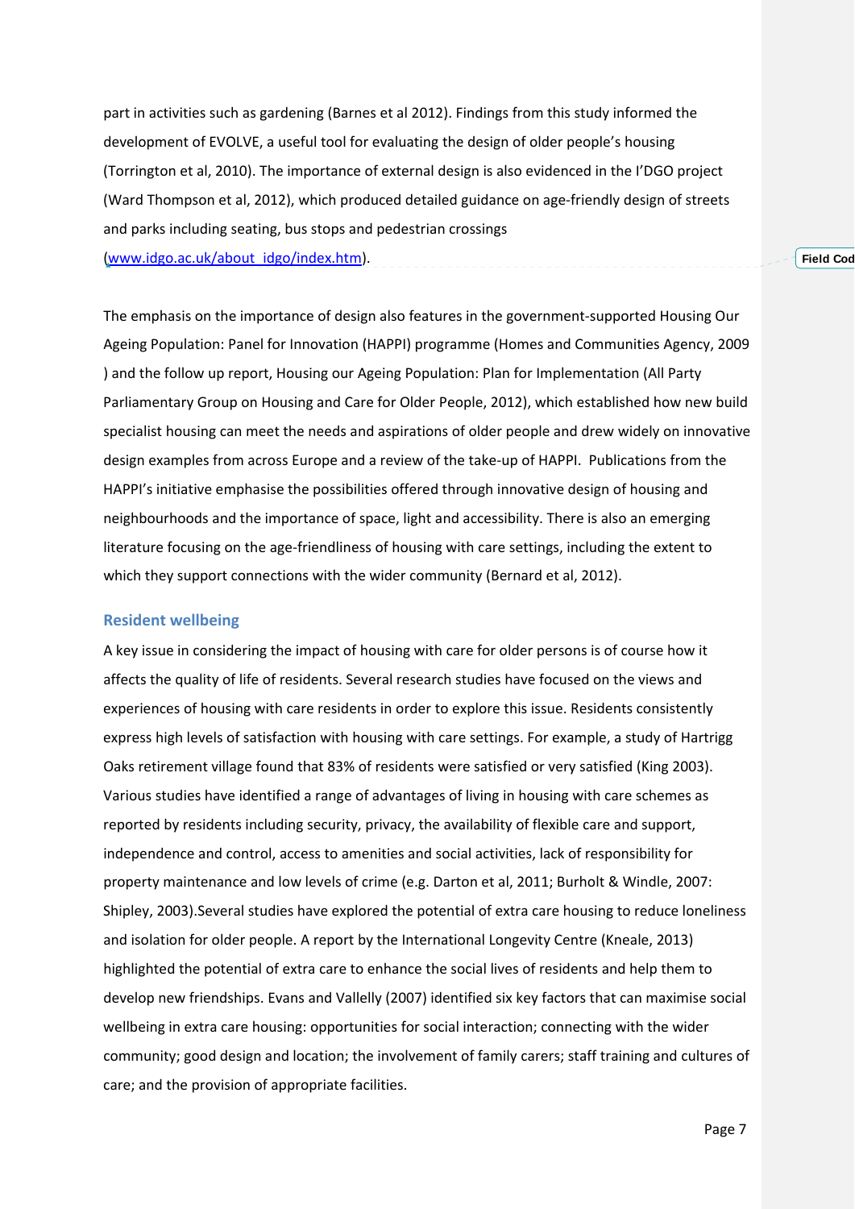part in activities such as gardening (Barnes et al 2012). Findings from this study informed the development of EVOLVE, a useful tool for evaluating the design of older people's housing (Torrington et al, 2010). The importance of external design is also evidenced in the I'DGO project (Ward Thompson et al, 2012), which produced detailed guidance on age-friendly design of streets and parks including seating, bus stops and pedestrian crossings (www.idgo.ac.uk/about_idgo/index.htm).

The emphasis on the importance of design also features in the government-supported Housing Our Ageing Population: Panel for Innovation (HAPPI) programme (Homes and Communities Agency, 2009 ) and the follow up report, Housing our Ageing Population: Plan for Implementation (All Party Parliamentary Group on Housing and Care for Older People, 2012), which established how new build specialist housing can meet the needs and aspirations of older people and drew widely on innovative design examples from across Europe and a review of the take-up of HAPPI. Publications from the HAPPI's initiative emphasise the possibilities offered through innovative design of housing and neighbourhoods and the importance of space, light and accessibility. There is also an emerging literature focusing on the age-friendliness of housing with care settings, including the extent to which they support connections with the wider community (Bernard et al, 2012).

## Resident wellbeing

A key issue in considering the impact of housing with care for older persons is of course how it affects the quality of life of residents. Several research studies have focused on the views and experiences of housing with care residents in order to explore this issue. Residents consistently express high levels of satisfaction with housing with care settings. For example, a study of Hartrigg Oaks retirement village found that 83% of residents were satisfied or very satisfied (King 2003). Various studies have identified a range of advantages of living in housing with care schemes as reported by residents including security, privacy, the availability of flexible care and support, independence and control, access to amenities and social activities, lack of responsibility for property maintenance and low levels of crime (e.g. Darton et al, 2011; Burholt & Windle, 2007: Shipley, 2003).Several studies have explored the potential of extra care housing to reduce loneliness and isolation for older people. A report by the International Longevity Centre (Kneale, 2013) highlighted the potential of extra care to enhance the social lives of residents and help them to develop new friendships. Evans and Vallelly (2007) identified six key factors that can maximise social wellbeing in extra care housing: opportunities for social interaction; connecting with the wider community; good design and location; the involvement of family carers; staff training and cultures of care; and the provision of appropriate facilities.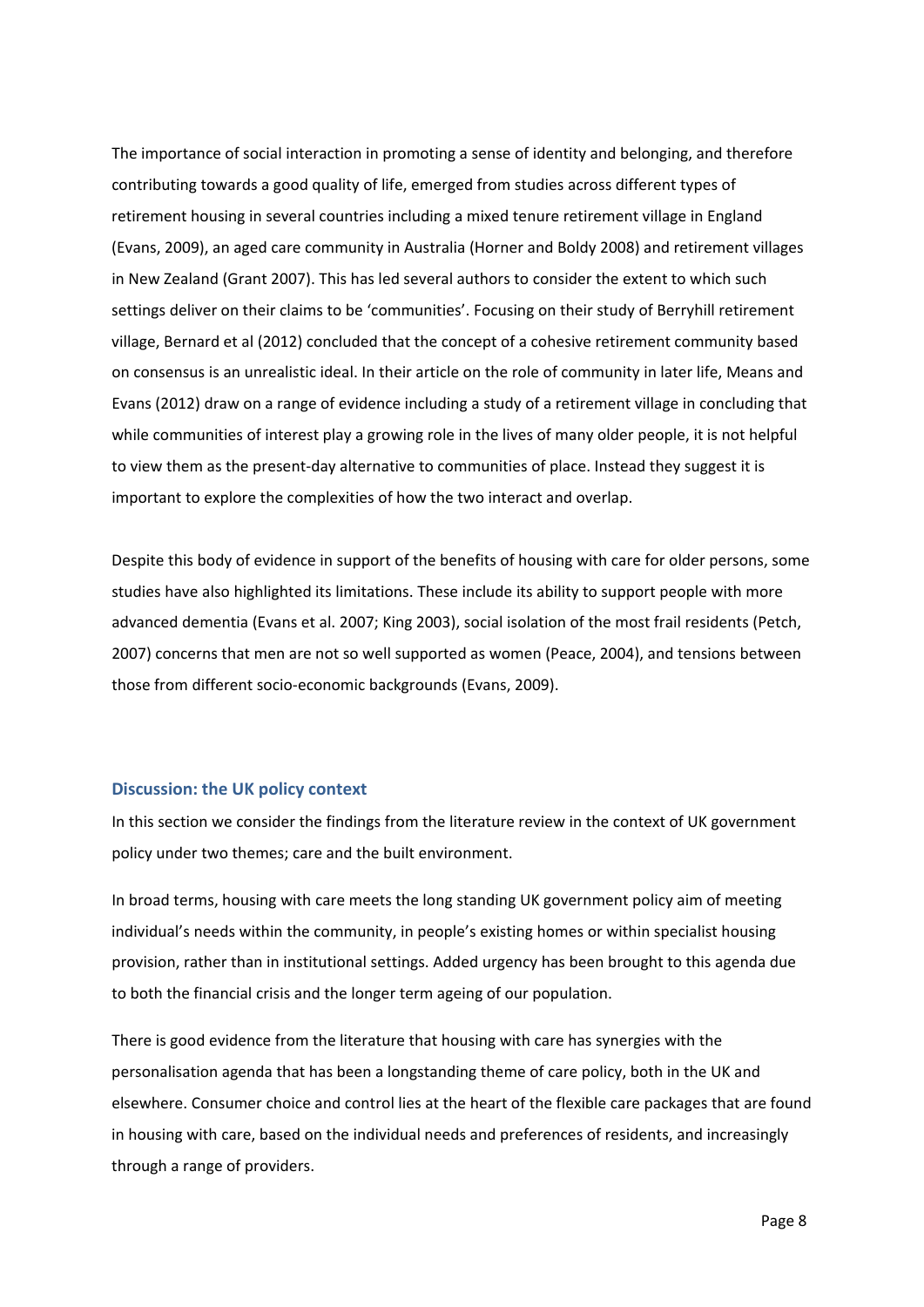The importance of social interaction in promoting a sense of identity and belonging, and therefore contributing towards a good quality of life, emerged from studies across different types of retirement housing in several countries including a mixed tenure retirement village in England (Evans, 2009), an aged care community in Australia (Horner and Boldy 2008) and retirement villages in New Zealand (Grant 2007). This has led several authors to consider the extent to which such settings deliver on their claims to be 'communities'. Focusing on their study of Berryhill retirement village, Bernard et al (2012) concluded that the concept of a cohesive retirement community based on consensus is an unrealistic ideal. In their article on the role of community in later life, Means and Evans (2012) draw on a range of evidence including a study of a retirement village in concluding that while communities of interest play a growing role in the lives of many older people, it is not helpful to view them as the present-day alternative to communities of place. Instead they suggest it is important to explore the complexities of how the two interact and overlap.

Despite this body of evidence in support of the benefits of housing with care for older persons, some studies have also highlighted its limitations. These include its ability to support people with more advanced dementia (Evans et al. 2007; King 2003), social isolation of the most frail residents (Petch, 2007) concerns that men are not so well supported as women (Peace, 2004), and tensions between those from different socio-economic backgrounds (Evans, 2009).

## Discussion: the UK policy context

In this section we consider the findings from the literature review in the context of UK government policy under two themes; care and the built environment.

In broad terms, housing with care meets the long standing UK government policy aim of meeting individual's needs within the community, in people's existing homes or within specialist housing provision, rather than in institutional settings. Added urgency has been brought to this agenda due to both the financial crisis and the longer term ageing of our population.

There is good evidence from the literature that housing with care has synergies with the personalisation agenda that has been a longstanding theme of care policy, both in the UK and elsewhere. Consumer choice and control lies at the heart of the flexible care packages that are found in housing with care, based on the individual needs and preferences of residents, and increasingly through a range of providers.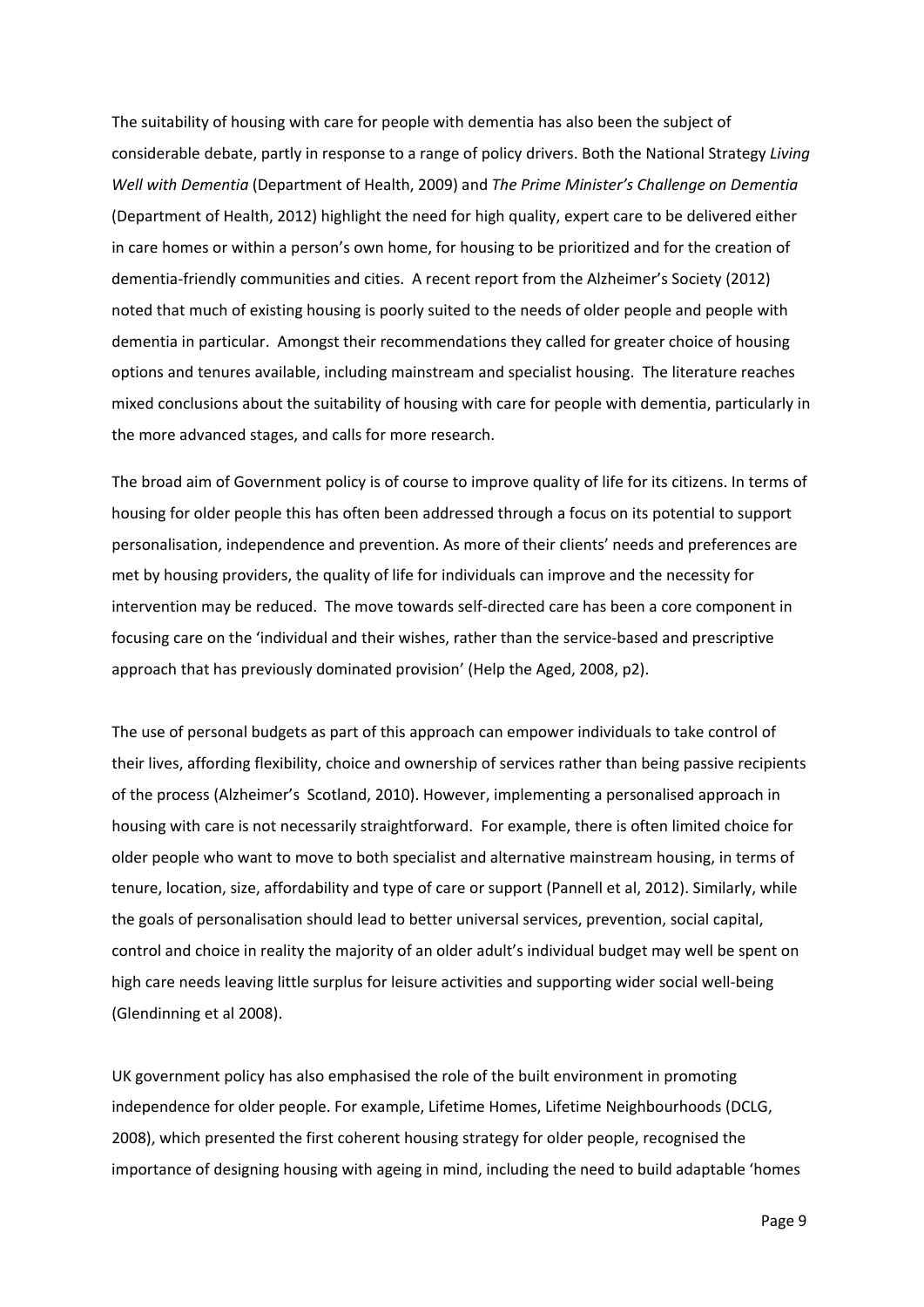The suitability of housing with care for people with dementia has also been the subject of considerable debate, partly in response to a range of policy drivers. Both the National Strategy *Living Well with Dementia* (Department of Health, 2009) and *The Prime Minister's Challenge on Dementia* (Department of Health, 2012) highlight the need for high quality, expert care to be delivered either in care homes or within a person's own home, for housing to be prioritized and for the creation of dementia-friendly communities and cities. A recent report from the Alzheimer's Society (2012) noted that much of existing housing is poorly suited to the needs of older people and people with dementia in particular. Amongst their recommendations they called for greater choice of housing options and tenures available, including mainstream and specialist housing. The literature reaches mixed conclusions about the suitability of housing with care for people with dementia, particularly in the more advanced stages, and calls for more research.

The broad aim of Government policy is of course to improve quality of life for its citizens. In terms of housing for older people this has often been addressed through a focus on its potential to support personalisation, independence and prevention. As more of their clients' needs and preferences are met by housing providers, the quality of life for individuals can improve and the necessity for intervention may be reduced. The move towards self-directed care has been a core component in focusing care on the 'individual and their wishes, rather than the service-based and prescriptive approach that has previously dominated provision' (Help the Aged, 2008, p2).

The use of personal budgets as part of this approach can empower individuals to take control of their lives, affording flexibility, choice and ownership of services rather than being passive recipients of the process (Alzheimer's Scotland, 2010). However, implementing a personalised approach in housing with care is not necessarily straightforward. For example, there is often limited choice for older people who want to move to both specialist and alternative mainstream housing, in terms of tenure, location, size, affordability and type of care or support (Pannell et al, 2012). Similarly, while the goals of personalisation should lead to better universal services, prevention, social capital, control and choice in reality the majority of an older adult's individual budget may well be spent on high care needs leaving little surplus for leisure activities and supporting wider social well-being (Glendinning et al 2008).

UK government policy has also emphasised the role of the built environment in promoting independence for older people. For example, Lifetime Homes, Lifetime Neighbourhoods (DCLG, 2008), which presented the first coherent housing strategy for older people, recognised the importance of designing housing with ageing in mind, including the need to build adaptable 'homes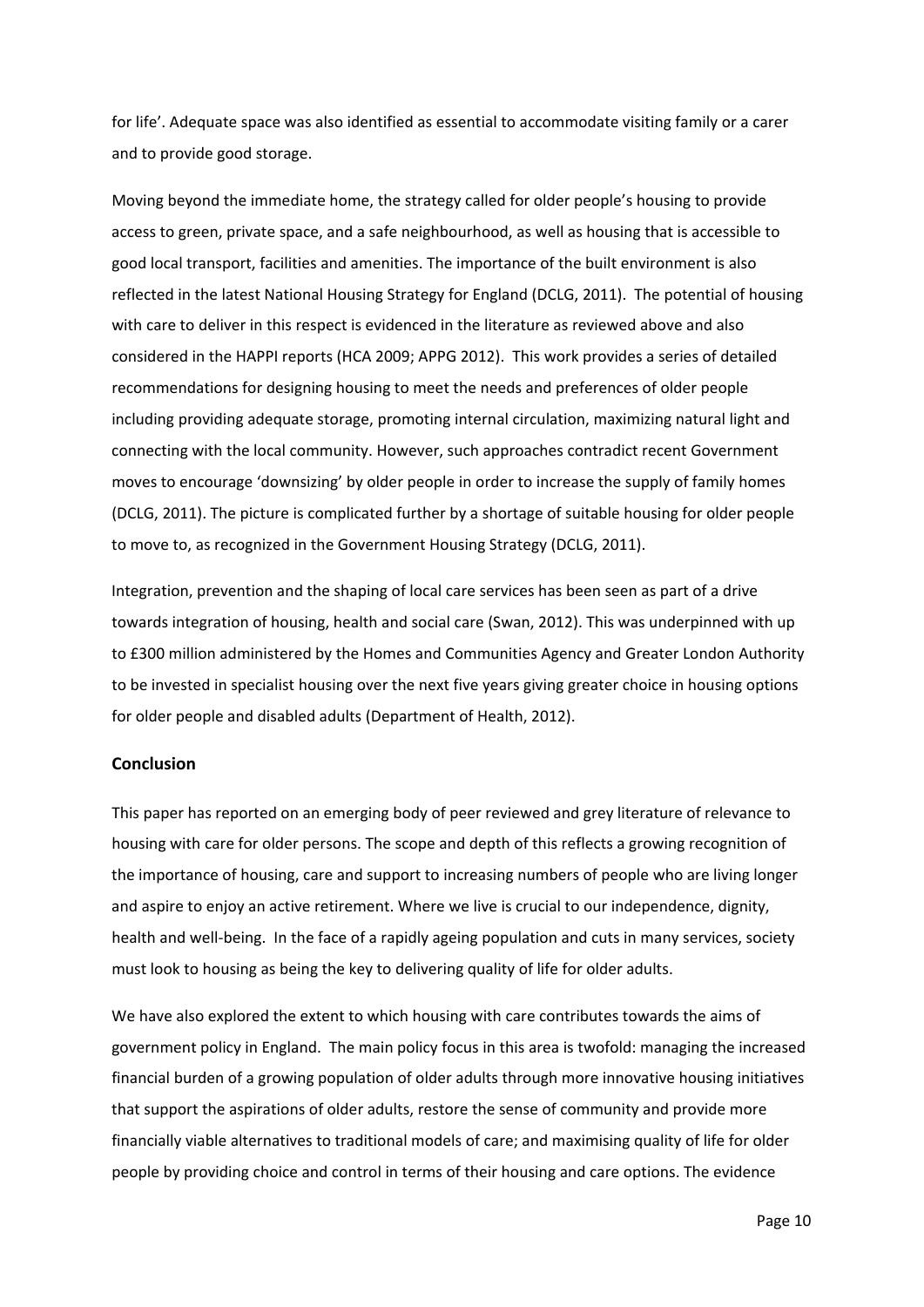for life'. Adequate space was also identified as essential to accommodate visiting family or a carer and to provide good storage.

Moving beyond the immediate home, the strategy called for older people's housing to provide access to green, private space, and a safe neighbourhood, as well as housing that is accessible to good local transport, facilities and amenities. The importance of the built environment is also reflected in the latest National Housing Strategy for England (DCLG, 2011). The potential of housing with care to deliver in this respect is evidenced in the literature as reviewed above and also considered in the HAPPI reports (HCA 2009; APPG 2012). This work provides a series of detailed recommendations for designing housing to meet the needs and preferences of older people including providing adequate storage, promoting internal circulation, maximizing natural light and connecting with the local community. However, such approaches contradict recent Government moves to encourage 'downsizing' by older people in order to increase the supply of family homes (DCLG, 2011). The picture is complicated further by a shortage of suitable housing for older people to move to, as recognized in the Government Housing Strategy (DCLG, 2011).

Integration, prevention and the shaping of local care services has been seen as part of a drive towards integration of housing, health and social care (Swan, 2012). This was underpinned with up to £300 million administered by the Homes and Communities Agency and Greater London Authority to be invested in specialist housing over the next five years giving greater choice in housing options for older people and disabled adults (Department of Health, 2012).

## Conclusion

This paper has reported on an emerging body of peer reviewed and grey literature of relevance to housing with care for older persons. The scope and depth of this reflects a growing recognition of the importance of housing, care and support to increasing numbers of people who are living longer and aspire to enjoy an active retirement. Where we live is crucial to our independence, dignity, health and well-being. In the face of a rapidly ageing population and cuts in many services, society must look to housing as being the key to delivering quality of life for older adults.

We have also explored the extent to which housing with care contributes towards the aims of government policy in England. The main policy focus in this area is twofold: managing the increased financial burden of a growing population of older adults through more innovative housing initiatives that support the aspirations of older adults, restore the sense of community and provide more financially viable alternatives to traditional models of care; and maximising quality of life for older people by providing choice and control in terms of their housing and care options. The evidence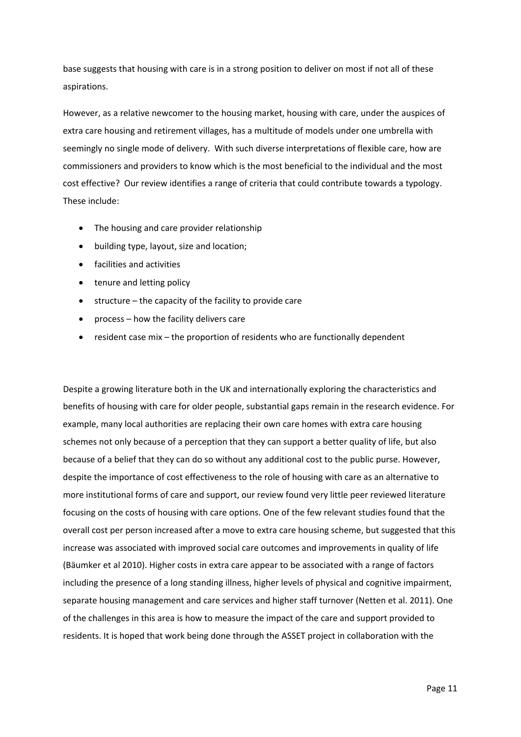base suggests that housing with care is in a strong position to deliver on most if not all of these aspirations.

However, as a relative newcomer to the housing market, housing with care, under the auspices of extra care housing and retirement villages, has a multitude of models under one umbrella with seemingly no single mode of delivery. With such diverse interpretations of flexible care, how are commissioners and providers to know which is the most beneficial to the individual and the most cost effective? Our review identifies a range of criteria that could contribute towards a typology. These include:

- The housing and care provider relationship
- building type, layout, size and location;
- facilities and activities
- tenure and letting policy
- structure – the capacity of the facility to provide care
- process – how the facility delivers care
- resident case mix – the proportion of residents who are functionally dependent

Despite a growing literature both in the UK and internationally exploring the characteristics and benefits of housing with care for older people, substantial gaps remain in the research evidence. For example, many local authorities are replacing their own care homes with extra care housing schemes not only because of a perception that they can support a better quality of life, but also because of a belief that they can do so without any additional cost to the public purse. However, despite the importance of cost effectiveness to the role of housing with care as an alternative to more institutional forms of care and support, our review found very little peer reviewed literature focusing on the costs of housing with care options. One of the few relevant studies found that the overall cost per person increased after a move to extra care housing scheme, but suggested that this increase was associated with improved social care outcomes and improvements in quality of life (Bäumker et al 2010). Higher costs in extra care appear to be associated with a range of factors including the presence of a long standing illness, higher levels of physical and cognitive impairment, separate housing management and care services and higher staff turnover (Netten et al. 2011). One of the challenges in this area is how to measure the impact of the care and support provided to residents. It is hoped that work being done through the ASSET project in collaboration with the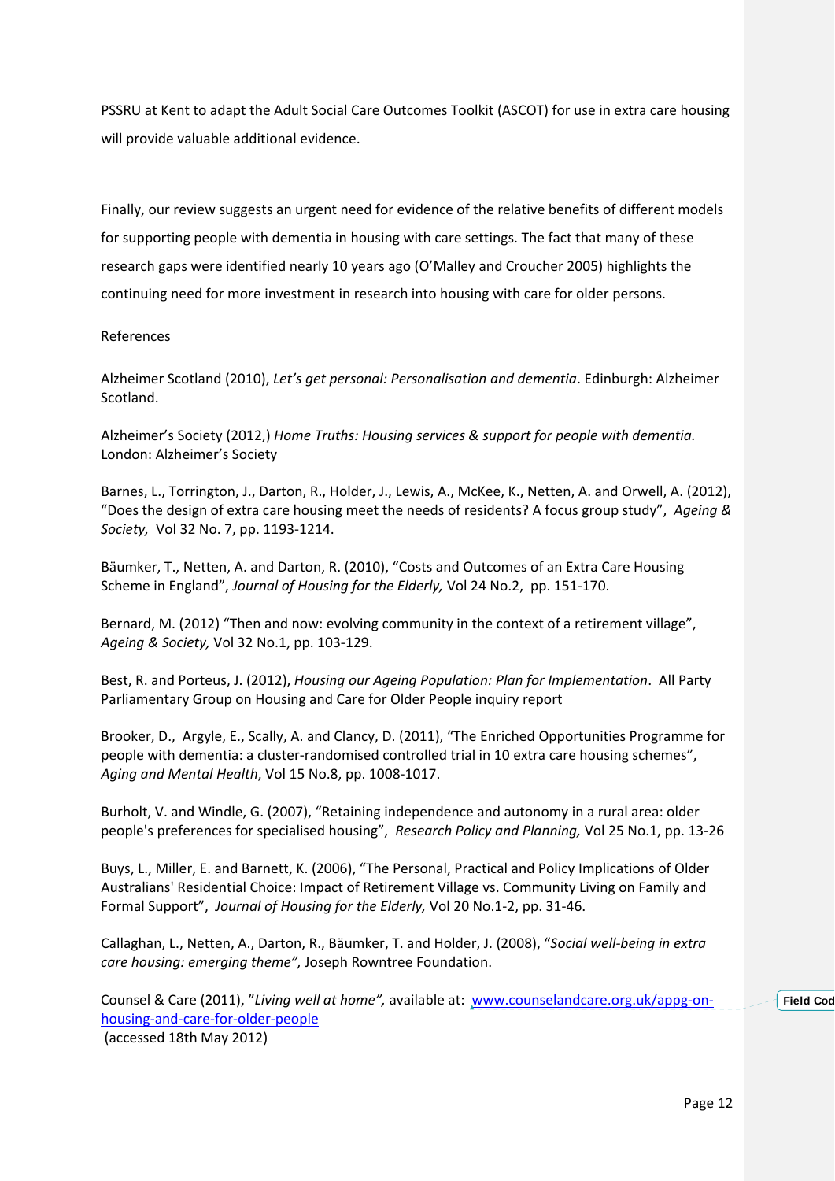PSSRU at Kent to adapt the Adult Social Care Outcomes Toolkit (ASCOT) for use in extra care housing will provide valuable additional evidence.

Finally, our review suggests an urgent need for evidence of the relative benefits of different models for supporting people with dementia in housing with care settings. The fact that many of these research gaps were identified nearly 10 years ago (O'Malley and Croucher 2005) highlights the continuing need for more investment in research into housing with care for older persons.

References

Alzheimer Scotland (2010), *Let's get personal: Personalisation and dementia*. Edinburgh: Alzheimer Scotland.

Alzheimer's Society (2012,) *Home Truths: Housing services & support for people with dementia.* London: Alzheimer's Society

Barnes, L., Torrington, J., Darton, R., Holder, J., Lewis, A., McKee, K., Netten, A. and Orwell, A. (2012), "Does the design of extra care housing meet the needs of residents? A focus group study", *Ageing & Society,* Vol 32 No. 7, pp. 1193-1214.

Bäumker, T., Netten, A. and Darton, R. (2010), "Costs and Outcomes of an Extra Care Housing Scheme in England", *Journal of Housing for the Elderly,* Vol 24 No.2, pp. 151-170.

Bernard, M. (2012) "Then and now: evolving community in the context of a retirement village", *Ageing & Society,* Vol 32 No.1, pp. 103-129.

Best, R. and Porteus, J. (2012), *Housing our Ageing Population: Plan for Implementation*. All Party Parliamentary Group on Housing and Care for Older People inquiry report

Brooker, D., Argyle, E., Scally, A. and Clancy, D. (2011), "The Enriched Opportunities Programme for people with dementia: a cluster-randomised controlled trial in 10 extra care housing schemes", *Aging and Mental Health*, Vol 15 No.8, pp. 1008-1017.

Burholt, V. and Windle, G. (2007), "Retaining independence and autonomy in a rural area: older people's preferences for specialised housing", *Research Policy and Planning,* Vol 25 No.1, pp. 13-26

Buys, L., Miller, E. and Barnett, K. (2006), "The Personal, Practical and Policy Implications of Older Australians' Residential Choice: Impact of Retirement Village vs. Community Living on Family and Formal Support", *Journal of Housing for the Elderly,* Vol 20 No.1-2, pp. 31-46.

Callaghan, L., Netten, A., Darton, R., Bäumker, T. and Holder, J. (2008), "*Social well-being in extra care housing: emerging theme",* Joseph Rowntree Foundation.

Counsel & Care (2011), "*Living well at home",* available at: www.counselandcare.org.uk/appg-on-housing-and-care-for-older-people (accessed 18th May 2012)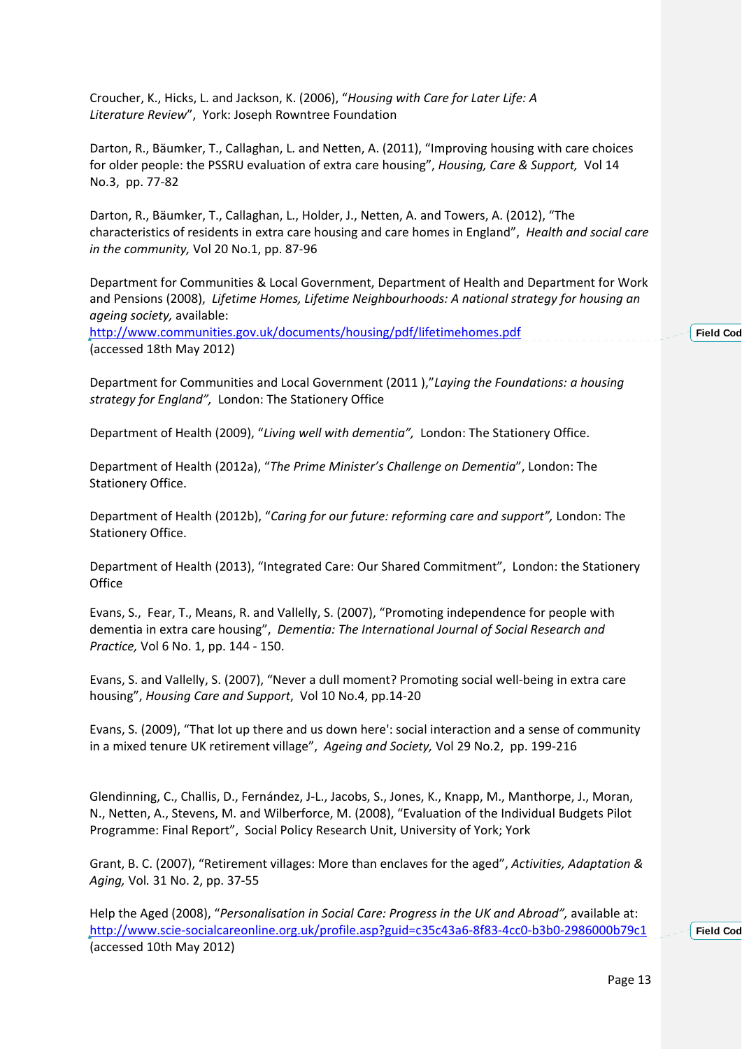Croucher, K., Hicks, L. and Jackson, K. (2006), "*Housing with Care for Later Life: A Literature Review*", York: Joseph Rowntree Foundation

Darton, R., Bäumker, T., Callaghan, L. and Netten, A. (2011), "Improving housing with care choices for older people: the PSSRU evaluation of extra care housing", *Housing, Care & Support,* Vol 14 No.3, pp. 77-82

Darton, R., Bäumker, T., Callaghan, L., Holder, J., Netten, A. and Towers, A. (2012), "The characteristics of residents in extra care housing and care homes in England", *Health and social care in the community,* Vol 20 No.1, pp. 87-96

Department for Communities & Local Government, Department of Health and Department for Work and Pensions (2008), *Lifetime Homes, Lifetime Neighbourhoods: A national strategy for housing an ageing society,* available: http://www.communities.gov.uk/documents/housing/pdf/lifetimehomes.pdf (accessed 18th May 2012)

Department for Communities and Local Government (2011 ),"*Laying the Foundations: a housing strategy for England",* London: The Stationery Office

Department of Health (2009), "*Living well with dementia",* London: The Stationery Office.

Department of Health (2012a), "*The Prime Minister's Challenge on Dementia*", London: The Stationery Office.

Department of Health (2012b), "*Caring for our future: reforming care and support",* London: The Stationery Office.

Department of Health (2013), "Integrated Care: Our Shared Commitment", London: the Stationery Office

Evans, S., Fear, T., Means, R. and Vallelly, S. (2007), "Promoting independence for people with dementia in extra care housing", *Dementia: The International Journal of Social Research and Practice,* Vol 6 No. 1, pp. 144 - 150.

Evans, S. and Vallelly, S. (2007), "Never a dull moment? Promoting social well-being in extra care housing", *Housing Care and Support*, Vol 10 No.4, pp.14-20

Evans, S. (2009), "That lot up there and us down here': social interaction and a sense of community in a mixed tenure UK retirement village", *Ageing and Society,* Vol 29 No.2, pp. 199-216

Glendinning, C., Challis, D., Fernández, J-L., Jacobs, S., Jones, K., Knapp, M., Manthorpe, J., Moran, N., Netten, A., Stevens, M. and Wilberforce, M. (2008), "Evaluation of the Individual Budgets Pilot Programme: Final Report", Social Policy Research Unit, University of York; York

Grant, B. C. (2007), "Retirement villages: More than enclaves for the aged", *Activities, Adaptation & Aging,* Vol. 31 No. 2, pp. 37-55

Help the Aged (2008), "*Personalisation in Social Care: Progress in the UK and Abroad",* available at: http://www.scie-socialcareonline.org.uk/profile.asp?guid=c35c43a6-8f83-4cc0-b3b0-2986000b79c1 (accessed 10th May 2012)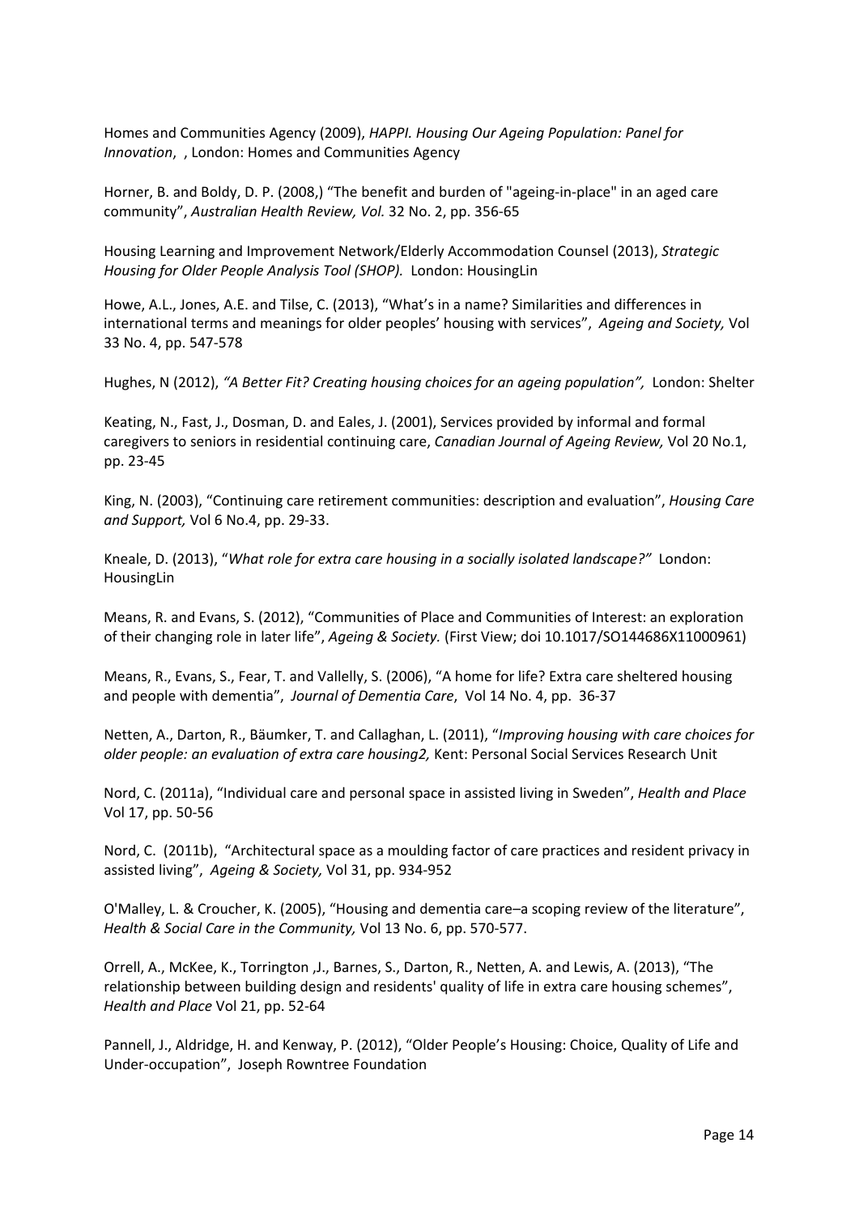Homes and Communities Agency (2009), *HAPPI. Housing Our Ageing Population: Panel for Innovation*, , London: Homes and Communities Agency

Horner, B. and Boldy, D. P. (2008,) "The benefit and burden of "ageing-in-place" in an aged care community", *Australian Health Review, Vol.* 32 No. 2, pp. 356-65

Housing Learning and Improvement Network/Elderly Accommodation Counsel (2013), *Strategic Housing for Older People Analysis Tool (SHOP).* London: HousingLin

Howe, A.L., Jones, A.E. and Tilse, C. (2013), "What's in a name? Similarities and differences in international terms and meanings for older peoples' housing with services", *Ageing and Society,* Vol 33 No. 4, pp. 547-578

Hughes, N (2012), *"A Better Fit? Creating housing choices for an ageing population",* London: Shelter

Keating, N., Fast, J., Dosman, D. and Eales, J. (2001), Services provided by informal and formal caregivers to seniors in residential continuing care, *Canadian Journal of Ageing Review,* Vol 20 No.1, pp. 23-45

King, N. (2003), "Continuing care retirement communities: description and evaluation", *Housing Care and Support,* Vol 6 No.4, pp. 29-33.

Kneale, D. (2013), "*What role for extra care housing in a socially isolated landscape?"* London: HousingLin

Means, R. and Evans, S. (2012), "Communities of Place and Communities of Interest: an exploration of their changing role in later life", *Ageing & Society.* (First View; doi 10.1017/SO144686X11000961)

Means, R., Evans, S., Fear, T. and Vallelly, S. (2006), "A home for life? Extra care sheltered housing and people with dementia", *Journal of Dementia Care*, Vol 14 No. 4, pp. 36-37

Netten, A., Darton, R., Bäumker, T. and Callaghan, L. (2011), "*Improving housing with care choices for older people: an evaluation of extra care housing2,* Kent: Personal Social Services Research Unit

Nord, C. (2011a), "Individual care and personal space in assisted living in Sweden", *Health and Place* Vol 17, pp. 50-56

Nord, C. (2011b), "Architectural space as a moulding factor of care practices and resident privacy in assisted living", *Ageing & Society,* Vol 31, pp. 934-952

O'Malley, L. & Croucher, K. (2005), "Housing and dementia care–a scoping review of the literature", *Health & Social Care in the Community,* Vol 13 No. 6, pp. 570-577.

Orrell, A., McKee, K., Torrington ,J., Barnes, S., Darton, R., Netten, A. and Lewis, A. (2013), "The relationship between building design and residents' quality of life in extra care housing schemes", *Health and Place* Vol 21, pp. 52-64

Pannell, J., Aldridge, H. and Kenway, P. (2012), "Older People's Housing: Choice, Quality of Life and Under-occupation", Joseph Rowntree Foundation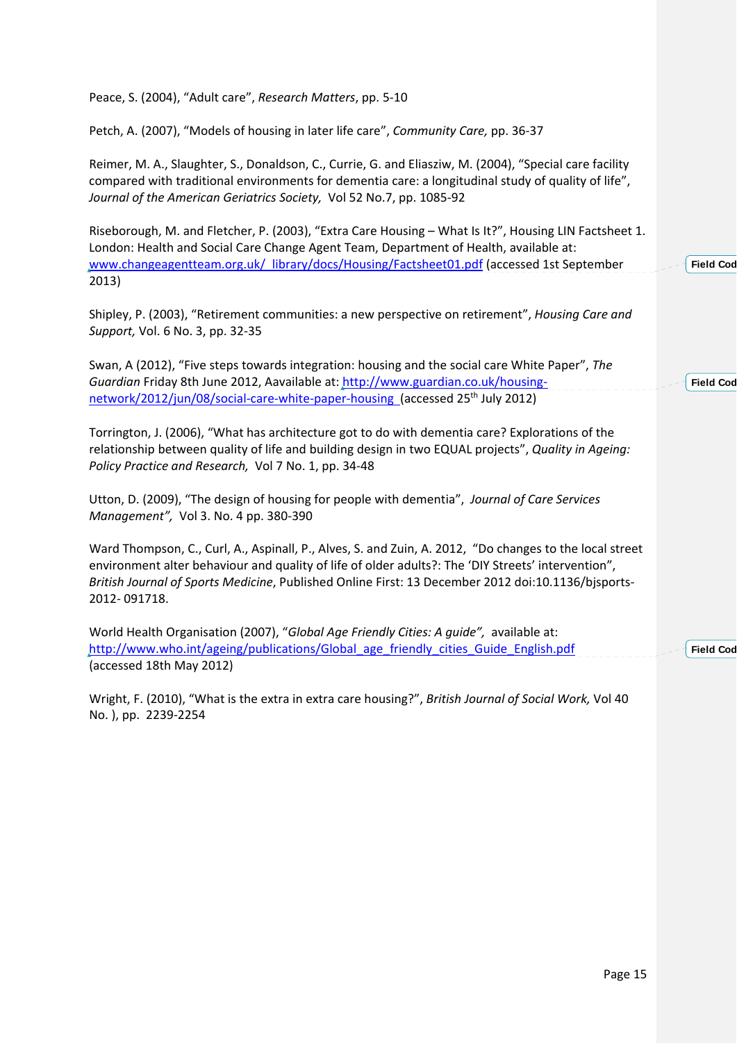Peace, S. (2004), “Adult care”, *Research Matters*, pp. 5-10

Petch, A. (2007), “Models of housing in later life care”, *Community Care,* pp. 36-37

Reimer, M. A., Slaughter, S., Donaldson, C., Currie, G. and Eliasziw, M. (2004), “Special care facility compared with traditional environments for dementia care: a longitudinal study of quality of life”, *Journal of the American Geriatrics Society,* Vol 52 No.7, pp. 1085-92

Riseborough, M. and Fletcher, P. (2003), “Extra Care Housing – What Is It?”, Housing LIN Factsheet 1. London: Health and Social Care Change Agent Team, Department of Health, available at: www.changeagentteam.org.uk/_library/docs/Housing/Factsheet01.pdf (accessed 1st September 2013)

Shipley, P. (2003), “Retirement communities: a new perspective on retirement”, *Housing Care and Support,* Vol. 6 No. 3, pp. 32-35

Swan, A (2012), “Five steps towards integration: housing and the social care White Paper”, *The Guardian* Friday 8th June 2012, Aavailable at: http://www.guardian.co.uk/housing-network/2012/jun/08/social-care-white-paper-housing (accessed 25th July 2012)

Torrington, J. (2006), “What has architecture got to do with dementia care? Explorations of the relationship between quality of life and building design in two EQUAL projects”, *Quality in Ageing: Policy Practice and Research,* Vol 7 No. 1, pp. 34-48

Utton, D. (2009), “The design of housing for people with dementia”, *Journal of Care Services Management”,* Vol 3. No. 4 pp. 380-390

Ward Thompson, C., Curl, A., Aspinall, P., Alves, S. and Zuin, A. 2012, “Do changes to the local street environment alter behaviour and quality of life of older adults?: The ‘DIY Streets’ intervention”, *British Journal of Sports Medicine*, Published Online First: 13 December 2012 doi:10.1136/bjsports-2012- 091718.

World Health Organisation (2007), “*Global Age Friendly Cities: A guide”,* available at: http://www.who.int/ageing/publications/Global_age_friendly_cities_Guide_English.pdf (accessed 18th May 2012)

Wright, F. (2010), “What is the extra in extra care housing?”, *British Journal of Social Work,* Vol 40 No. ), pp. 2239-2254